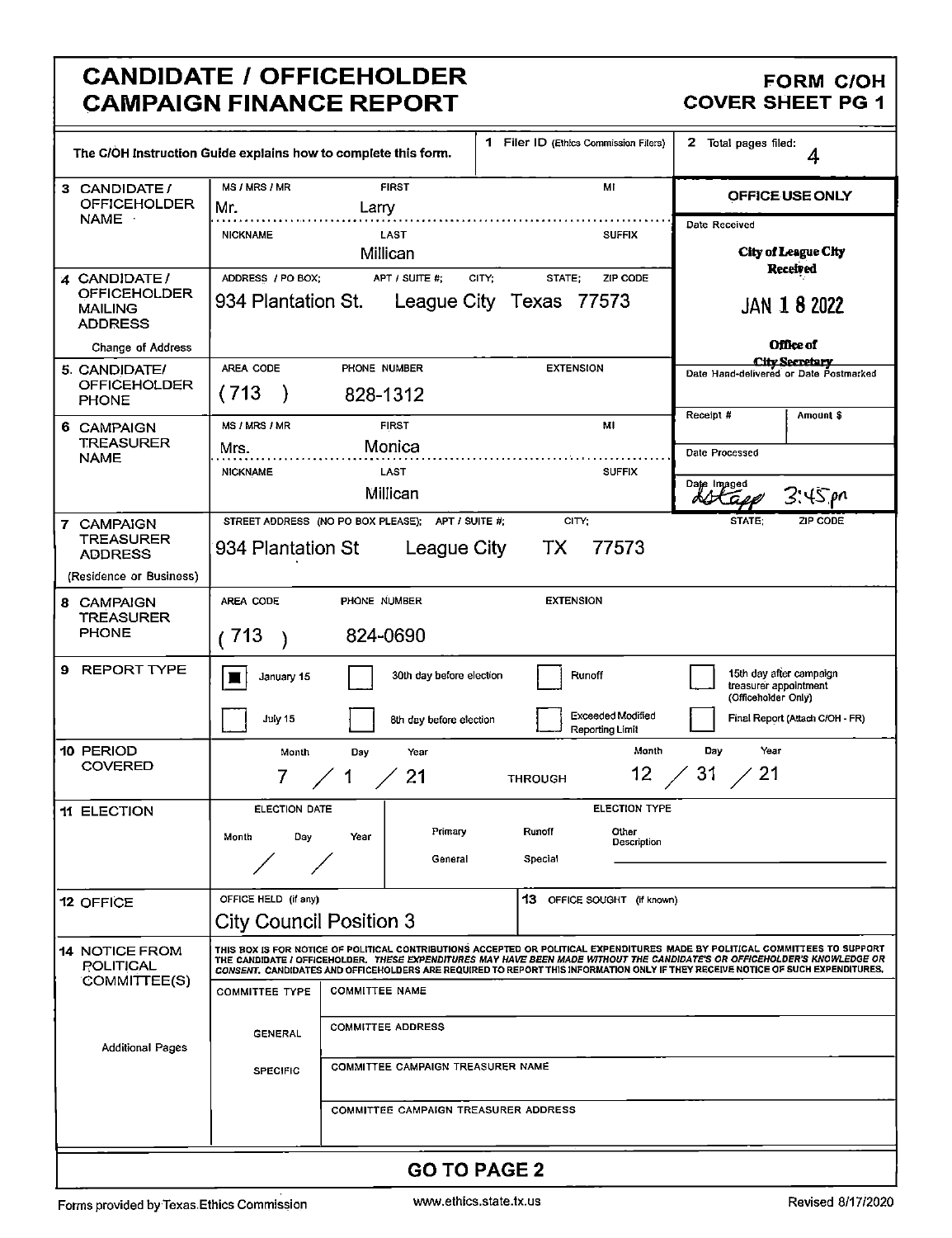# CANDIDATE / OFFICEHOLDER CAMPAIGN FINANCE REPORT

**FORM C/OH**
**COVER SHEET PG 1**

| The C/OH Instruction Guide explains how to complete this form. | 1 Filer ID (Ethics Commission Filers) | 2 Total pages filed: 4 |
|---|---|---|

**3 CANDIDATE / OFFICEHOLDER NAME**

| MS / MRS / MR | FIRST | MI |
|---|---|---|
| Mr. | Larry | |

| NICKNAME | LAST | SUFFIX |
|---|---|---|
| | Millican | |

**4 CANDIDATE / OFFICEHOLDER MAILING ADDRESS** (Change of Address)

| ADDRESS / PO BOX; | APT / SUITE #; | CITY; | STATE; | ZIP CODE |
|---|---|---|---|---|
| 934 Plantation St. | | League City | Texas | 77573 |

**5 CANDIDATE / OFFICEHOLDER PHONE**

| AREA CODE | PHONE NUMBER | EXTENSION |
|---|---|---|
| (713) | 828-1312 | |

**6 CAMPAIGN TREASURER NAME**

| MS / MRS / MR | FIRST | MI |
|---|---|---|
| Mrs. | Monica | |

| NICKNAME | LAST | SUFFIX |
|---|---|---|
| | Millican | |

**7 CAMPAIGN TREASURER ADDRESS** (Residence or Business)

| STREET ADDRESS (NO PO BOX PLEASE); | APT / SUITE #; | CITY; | STATE; | ZIP CODE |
|---|---|---|---|---|
| 934 Plantation St | | League City | TX | 77573 |

**8 CAMPAIGN TREASURER PHONE**

| AREA CODE | PHONE NUMBER | EXTENSION |
|---|---|---|
| (713) | 824-0690 | |

**OFFICE USE ONLY**

Date Received: City of League City Received JAN 18 2022 Office of City Secretary

Date Hand-delivered or Date Postmarked

Receipt # | Amount $

Date Processed

Date Imaged: LStapp 3:45pm

**9 REPORT TYPE**

- [x] January 15
- [ ] July 15
- [ ] 30th day before election
- [ ] 8th day before election
- [ ] Runoff
- [ ] Exceeded Modified Reporting Limit
- [ ] 15th day after campaign treasurer appointment (Officeholder Only)
- [ ] Final Report (Attach C/OH - FR)

**10 PERIOD COVERED**

| Month | Day | Year | | Month | Day | Year |
|---|---|---|---|---|---|---|
| 7 | 1 | 21 | THROUGH | 12 | 31 | 21 |

**11 ELECTION**

| ELECTION DATE (Month / Day / Year) | ELECTION TYPE |
|---|---|
| / / | Primary / Runoff / Other Description; General / Special |

**12 OFFICE**

| OFFICE HELD (if any) | 13 OFFICE SOUGHT (if known) |
|---|---|
| City Council Position 3 | |

**14 NOTICE FROM POLITICAL COMMITTEE(S)**

THIS BOX IS FOR NOTICE OF POLITICAL CONTRIBUTIONS ACCEPTED OR POLITICAL EXPENDITURES MADE BY POLITICAL COMMITTEES TO SUPPORT THE CANDIDATE / OFFICEHOLDER. *THESE EXPENDITURES MAY HAVE BEEN MADE WITHOUT THE CANDIDATE'S OR OFFICEHOLDER'S KNOWLEDGE OR CONSENT.* CANDIDATES AND OFFICEHOLDERS ARE REQUIRED TO REPORT THIS INFORMATION ONLY IF THEY RECEIVE NOTICE OF SUCH EXPENDITURES.

| COMMITTEE TYPE | |
|---|---|
| | COMMITTEE NAME |
| GENERAL | COMMITTEE ADDRESS |
| SPECIFIC | COMMITTEE CAMPAIGN TREASURER NAME |
| | COMMITTEE CAMPAIGN TREASURER ADDRESS |

Additional Pages

**GO TO PAGE 2**

Forms provided by Texas Ethics Commission | www.ethics.state.tx.us | Revised 8/17/2020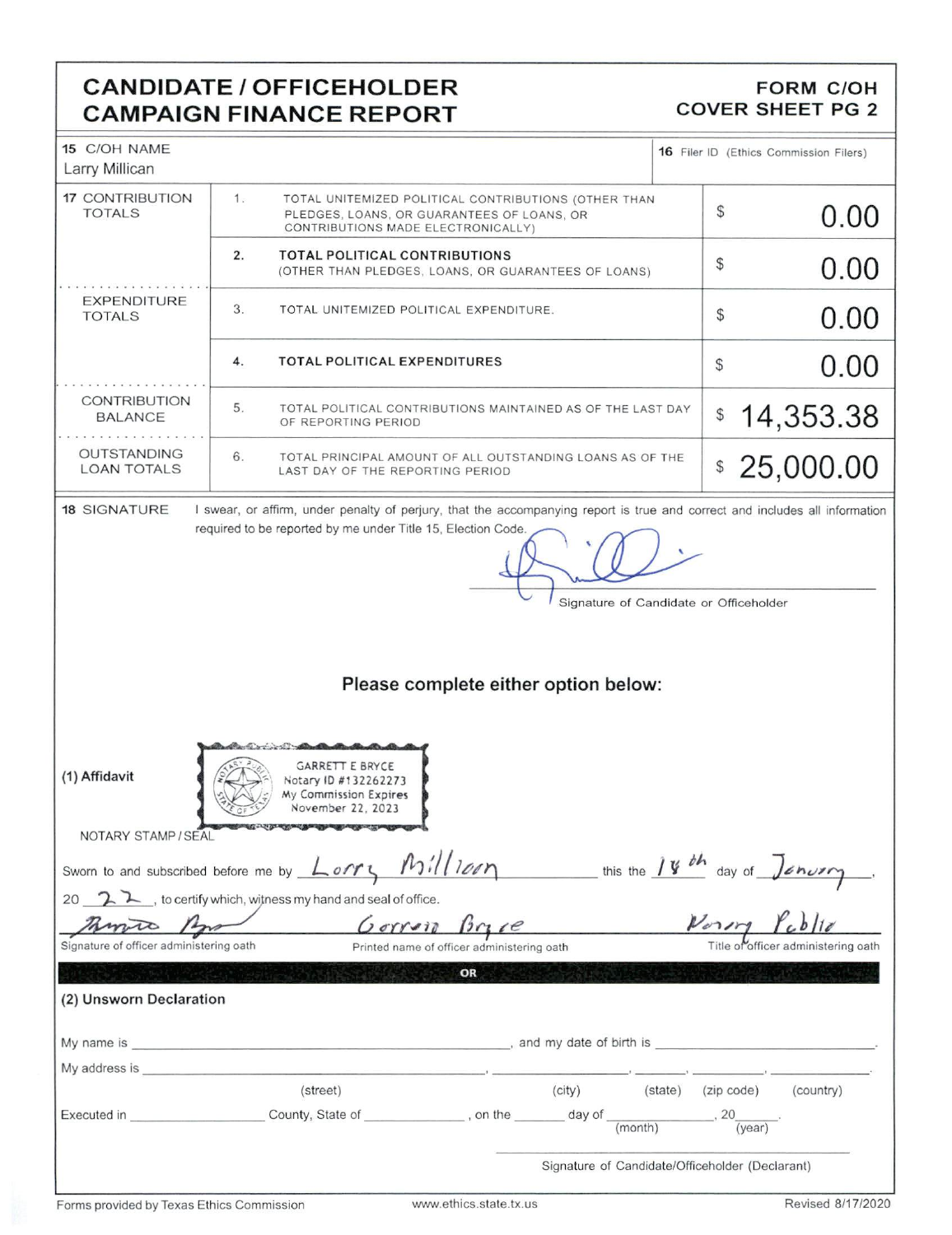# CANDIDATE / OFFICEHOLDER CAMPAIGN FINANCE REPORT

**FORM C/OH COVER SHEET PG 2**

| 15 C/OH NAME | 16 Filer ID (Ethics Commission Filers) |
|---|---|
| Larry Millican | |

| 17 | | | |
|---|---|---|---|
| CONTRIBUTION TOTALS | 1. | TOTAL UNITEMIZED POLITICAL CONTRIBUTIONS (OTHER THAN PLEDGES, LOANS, OR GUARANTEES OF LOANS, OR CONTRIBUTIONS MADE ELECTRONICALLY) | $ 0.00 |
| | 2. | **TOTAL POLITICAL CONTRIBUTIONS** (OTHER THAN PLEDGES, LOANS, OR GUARANTEES OF LOANS) | $ 0.00 |
| EXPENDITURE TOTALS | 3. | TOTAL UNITEMIZED POLITICAL EXPENDITURE. | $ 0.00 |
| | 4. | **TOTAL POLITICAL EXPENDITURES** | $ 0.00 |
| CONTRIBUTION BALANCE | 5. | TOTAL POLITICAL CONTRIBUTIONS MAINTAINED AS OF THE LAST DAY OF REPORTING PERIOD | $ 14,353.38 |
| OUTSTANDING LOAN TOTALS | 6. | TOTAL PRINCIPAL AMOUNT OF ALL OUTSTANDING LOANS AS OF THE LAST DAY OF THE REPORTING PERIOD | $ 25,000.00 |

**18 SIGNATURE**

I swear, or affirm, under penalty of perjury, that the accompanying report is true and correct and includes all information required to be reported by me under Title 15, Election Code.

[signature]

Signature of Candidate or Officeholder

### Please complete either option below:

**(1) Affidavit**

GARRETT E BRYCE
Notary ID #132262273
My Commission Expires
November 22, 2023

NOTARY STAMP / SEAL

Sworn to and subscribed before me by Larry Millican this the 18th day of January, 20 22, to certify which, witness my hand and seal of office.

[signature] — Signature of officer administering oath

Garrett Bryce — Printed name of officer administering oath

Notary Public — Title of officer administering oath

**OR**

**(2) Unsworn Declaration**

My name is \_\_\_\_\_\_\_\_\_\_\_\_\_\_\_\_\_\_\_\_, and my date of birth is \_\_\_\_\_\_\_\_\_\_\_\_\_\_.

My address is \_\_\_\_\_\_\_\_\_\_ (street), \_\_\_\_\_\_\_\_\_\_ (city), \_\_\_\_ (state), \_\_\_\_ (zip code), \_\_\_\_ (country).

Executed in \_\_\_\_\_\_\_\_\_\_ County, State of \_\_\_\_\_\_\_\_\_\_, on the \_\_\_\_ day of \_\_\_\_\_\_\_\_ (month), 20\_\_ (year).

Signature of Candidate/Officeholder (Declarant)

Forms provided by Texas Ethics Commission www.ethics.state.tx.us Revised 8/17/2020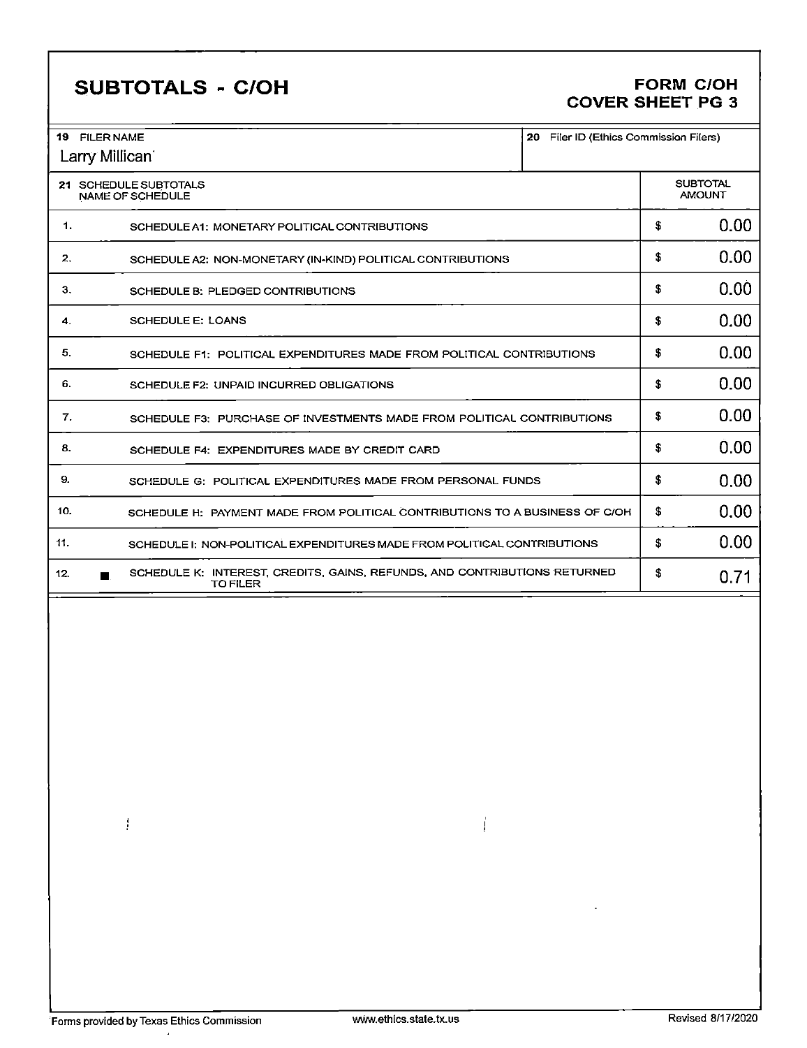# SUBTOTALS - C/OH

**FORM C/OH**
**COVER SHEET PG 3**

| 19 FILER NAME | 20 Filer ID (Ethics Commission Filers) |
|---|---|
| Larry Millican | |

| 21 SCHEDULE SUBTOTALS | NAME OF SCHEDULE | SUBTOTAL AMOUNT |
|---|---|---|
| 1. | SCHEDULE A1: MONETARY POLITICAL CONTRIBUTIONS | $ 0.00 |
| 2. | SCHEDULE A2: NON-MONETARY (IN-KIND) POLITICAL CONTRIBUTIONS | $ 0.00 |
| 3. | SCHEDULE B: PLEDGED CONTRIBUTIONS | $ 0.00 |
| 4. | SCHEDULE E: LOANS | $ 0.00 |
| 5. | SCHEDULE F1: POLITICAL EXPENDITURES MADE FROM POLITICAL CONTRIBUTIONS | $ 0.00 |
| 6. | SCHEDULE F2: UNPAID INCURRED OBLIGATIONS | $ 0.00 |
| 7. | SCHEDULE F3: PURCHASE OF INVESTMENTS MADE FROM POLITICAL CONTRIBUTIONS | $ 0.00 |
| 8. | SCHEDULE F4: EXPENDITURES MADE BY CREDIT CARD | $ 0.00 |
| 9. | SCHEDULE G: POLITICAL EXPENDITURES MADE FROM PERSONAL FUNDS | $ 0.00 |
| 10. | SCHEDULE H: PAYMENT MADE FROM POLITICAL CONTRIBUTIONS TO A BUSINESS OF C/OH | $ 0.00 |
| 11. | SCHEDULE I: NON-POLITICAL EXPENDITURES MADE FROM POLITICAL CONTRIBUTIONS | $ 0.00 |
| 12. ■ | SCHEDULE K: INTEREST, CREDITS, GAINS, REFUNDS, AND CONTRIBUTIONS RETURNED TO FILER | $ 0.71 |

Forms provided by Texas Ethics Commission www.ethics.state.tx.us Revised 8/17/2020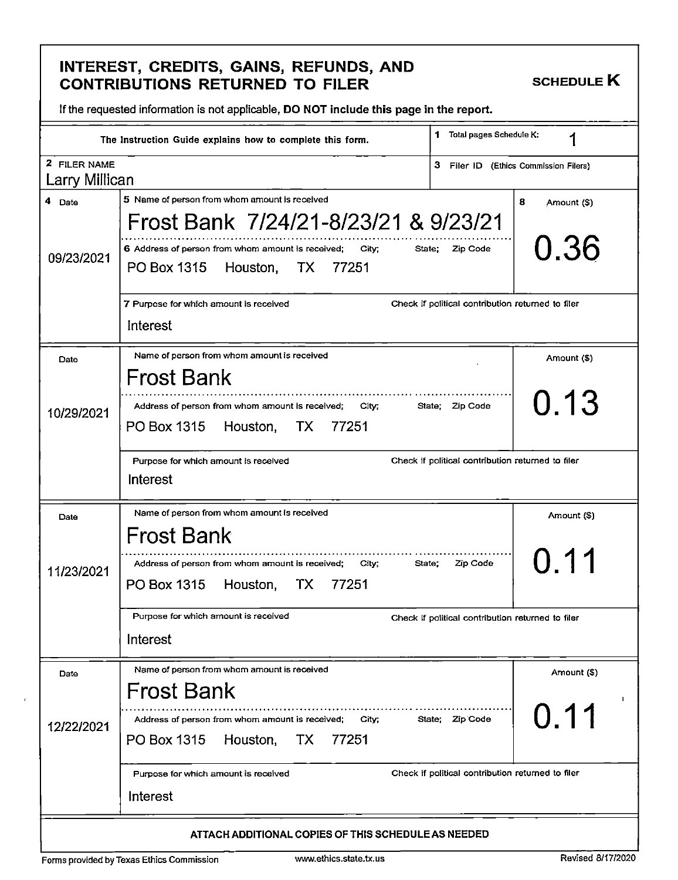# INTEREST, CREDITS, GAINS, REFUNDS, AND CONTRIBUTIONS RETURNED TO FILER

**SCHEDULE K**

If the requested information is not applicable, **DO NOT include this page in the report.**

The Instruction Guide explains how to complete this form.

1 Total pages Schedule K: 1

2 FILER NAME: Larry Millican

3 Filer ID (Ethics Commission Filers):

| 4 Date | 5 Name of person from whom amount is received / 6 Address of person from whom amount is received; City; State; Zip Code / 7 Purpose for which amount is received | Check if political contribution returned to filer | 8 Amount ($) |
|---|---|---|---|
| 09/23/2021 | Frost Bank 7/24/21-8/23/21 & 9/23/21<br>PO Box 1315 Houston, TX 77251<br>Purpose: Interest | | 0.36 |
| 10/29/2021 | Frost Bank<br>PO Box 1315 Houston, TX 77251<br>Purpose: Interest | | 0.13 |
| 11/23/2021 | Frost Bank<br>PO Box 1315 Houston, TX 77251<br>Purpose: Interest | | 0.11 |
| 12/22/2021 | Frost Bank<br>PO Box 1315 Houston, TX 77251<br>Purpose: Interest | | 0.11 |

ATTACH ADDITIONAL COPIES OF THIS SCHEDULE AS NEEDED

Forms provided by Texas Ethics Commission www.ethics.state.tx.us Revised 8/17/2020